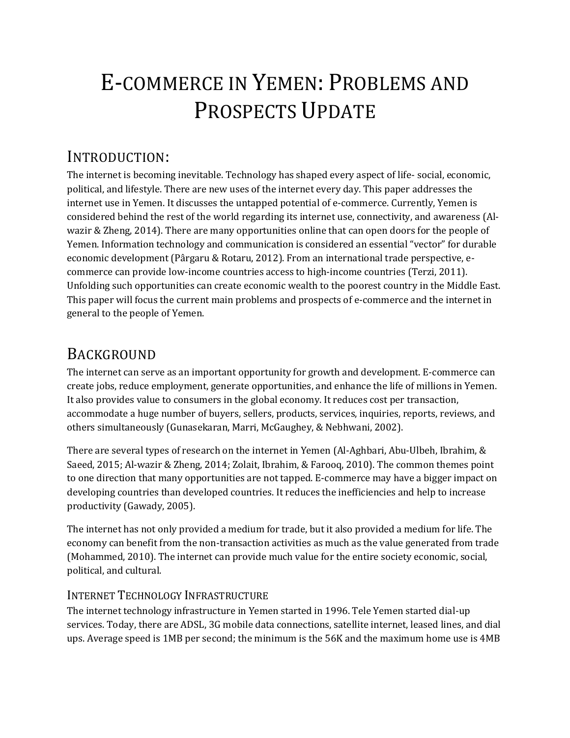# E-commerce in Yemen: Problems and Prospects Update

## Introduction:

The internet is becoming inevitable. Technology has shaped every aspect of life- social, economic, political, and lifestyle. There are new uses of the internet every day. This paper addresses the internet use in Yemen. It discusses the untapped potential of e-commerce. Currently, Yemen is considered behind the rest of the world regarding its internet use, connectivity, and awareness (Al-wazir & Zheng, 2014). There are many opportunities online that can open doors for the people of Yemen. Information technology and communication is considered an essential "vector" for durable economic development (Pârgaru & Rotaru, 2012). From an international trade perspective, e-commerce can provide low-income countries access to high-income countries (Terzi, 2011). Unfolding such opportunities can create economic wealth to the poorest country in the Middle East. This paper will focus the current main problems and prospects of e-commerce and the internet in general to the people of Yemen.

## Background

The internet can serve as an important opportunity for growth and development. E-commerce can create jobs, reduce employment, generate opportunities, and enhance the life of millions in Yemen. It also provides value to consumers in the global economy. It reduces cost per transaction, accommodate a huge number of buyers, sellers, products, services, inquiries, reports, reviews, and others simultaneously (Gunasekaran, Marri, McGaughey, & Nebhwani, 2002).

There are several types of research on the internet in Yemen (Al-Aghbari, Abu-Ulbeh, Ibrahim, & Saeed, 2015; Al-wazir & Zheng, 2014; Zolait, Ibrahim, & Farooq, 2010). The common themes point to one direction that many opportunities are not tapped. E-commerce may have a bigger impact on developing countries than developed countries. It reduces the inefficiencies and help to increase productivity (Gawady, 2005).

The internet has not only provided a medium for trade, but it also provided a medium for life. The economy can benefit from the non-transaction activities as much as the value generated from trade (Mohammed, 2010). The internet can provide much value for the entire society economic, social, political, and cultural.

### Internet Technology Infrastructure

The internet technology infrastructure in Yemen started in 1996. Tele Yemen started dial-up services. Today, there are ADSL, 3G mobile data connections, satellite internet, leased lines, and dial ups. Average speed is 1MB per second; the minimum is the 56K and the maximum home use is 4MB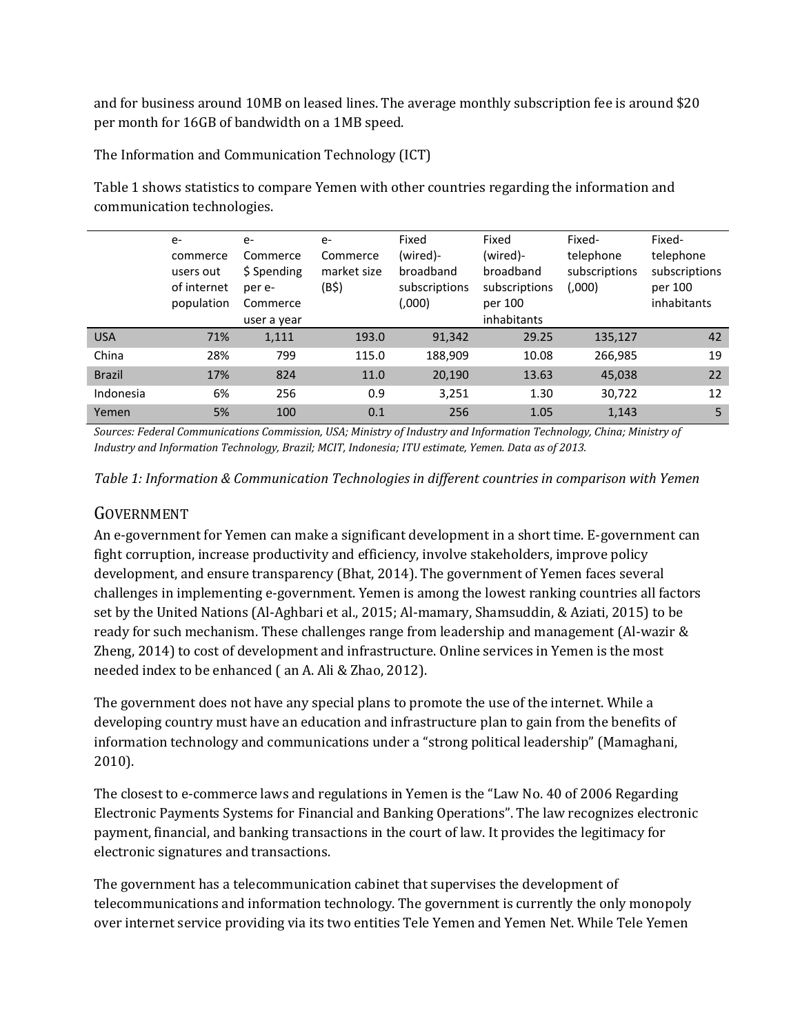and for business around 10MB on leased lines. The average monthly subscription fee is around $20 per month for 16GB of bandwidth on a 1MB speed.

The Information and Communication Technology (ICT)

Table 1 shows statistics to compare Yemen with other countries regarding the information and communication technologies.

| | e-commerce users out of internet population | e-Commerce $ Spending per e-Commerce user a year | e-Commerce market size (B$) | Fixed (wired)-broadband subscriptions (,000) | Fixed (wired)-broadband subscriptions per 100 inhabitants | Fixed-telephone subscriptions (,000) | Fixed-telephone subscriptions per 100 inhabitants |
|---|---|---|---|---|---|---|---|
| USA | 71% | 1,111 | 193.0 | 91,342 | 29.25 | 135,127 | 42 |
| China | 28% | 799 | 115.0 | 188,909 | 10.08 | 266,985 | 19 |
| Brazil | 17% | 824 | 11.0 | 20,190 | 13.63 | 45,038 | 22 |
| Indonesia | 6% | 256 | 0.9 | 3,251 | 1.30 | 30,722 | 12 |
| Yemen | 5% | 100 | 0.1 | 256 | 1.05 | 1,143 | 5 |

*Sources: Federal Communications Commission, USA; Ministry of Industry and Information Technology, China; Ministry of Industry and Information Technology, Brazil; MCIT, Indonesia; ITU estimate, Yemen. Data as of 2013.*

*Table 1: Information & Communication Technologies in different countries in comparison with Yemen*

## Government

An e-government for Yemen can make a significant development in a short time. E-government can fight corruption, increase productivity and efficiency, involve stakeholders, improve policy development, and ensure transparency (Bhat, 2014). The government of Yemen faces several challenges in implementing e-government. Yemen is among the lowest ranking countries all factors set by the United Nations (Al-Aghbari et al., 2015; Al-mamary, Shamsuddin, & Aziati, 2015) to be ready for such mechanism. These challenges range from leadership and management (Al-wazir & Zheng, 2014) to cost of development and infrastructure. Online services in Yemen is the most needed index to be enhanced ( an A. Ali & Zhao, 2012).

The government does not have any special plans to promote the use of the internet. While a developing country must have an education and infrastructure plan to gain from the benefits of information technology and communications under a "strong political leadership" (Mamaghani, 2010).

The closest to e-commerce laws and regulations in Yemen is the "Law No. 40 of 2006 Regarding Electronic Payments Systems for Financial and Banking Operations". The law recognizes electronic payment, financial, and banking transactions in the court of law. It provides the legitimacy for electronic signatures and transactions.

The government has a telecommunication cabinet that supervises the development of telecommunications and information technology. The government is currently the only monopoly over internet service providing via its two entities Tele Yemen and Yemen Net. While Tele Yemen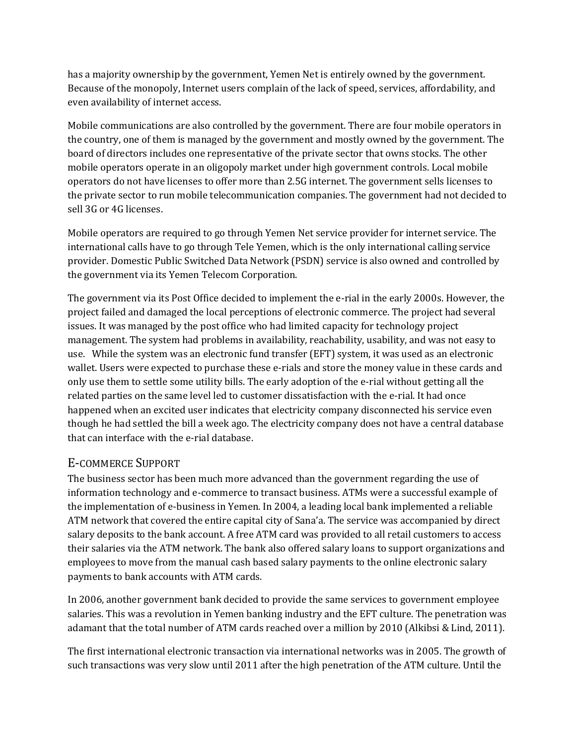has a majority ownership by the government, Yemen Net is entirely owned by the government. Because of the monopoly, Internet users complain of the lack of speed, services, affordability, and even availability of internet access.

Mobile communications are also controlled by the government. There are four mobile operators in the country, one of them is managed by the government and mostly owned by the government. The board of directors includes one representative of the private sector that owns stocks. The other mobile operators operate in an oligopoly market under high government controls. Local mobile operators do not have licenses to offer more than 2.5G internet. The government sells licenses to the private sector to run mobile telecommunication companies. The government had not decided to sell 3G or 4G licenses.

Mobile operators are required to go through Yemen Net service provider for internet service. The international calls have to go through Tele Yemen, which is the only international calling service provider. Domestic Public Switched Data Network (PSDN) service is also owned and controlled by the government via its Yemen Telecom Corporation.

The government via its Post Office decided to implement the e-rial in the early 2000s. However, the project failed and damaged the local perceptions of electronic commerce. The project had several issues. It was managed by the post office who had limited capacity for technology project management. The system had problems in availability, reachability, usability, and was not easy to use. While the system was an electronic fund transfer (EFT) system, it was used as an electronic wallet. Users were expected to purchase these e-rials and store the money value in these cards and only use them to settle some utility bills. The early adoption of the e-rial without getting all the related parties on the same level led to customer dissatisfaction with the e-rial. It had once happened when an excited user indicates that electricity company disconnected his service even though he had settled the bill a week ago. The electricity company does not have a central database that can interface with the e-rial database.

## E-commerce Support

The business sector has been much more advanced than the government regarding the use of information technology and e-commerce to transact business. ATMs were a successful example of the implementation of e-business in Yemen. In 2004, a leading local bank implemented a reliable ATM network that covered the entire capital city of Sana'a. The service was accompanied by direct salary deposits to the bank account. A free ATM card was provided to all retail customers to access their salaries via the ATM network. The bank also offered salary loans to support organizations and employees to move from the manual cash based salary payments to the online electronic salary payments to bank accounts with ATM cards.

In 2006, another government bank decided to provide the same services to government employee salaries. This was a revolution in Yemen banking industry and the EFT culture. The penetration was adamant that the total number of ATM cards reached over a million by 2010 (Alkibsi & Lind, 2011).

The first international electronic transaction via international networks was in 2005. The growth of such transactions was very slow until 2011 after the high penetration of the ATM culture. Until the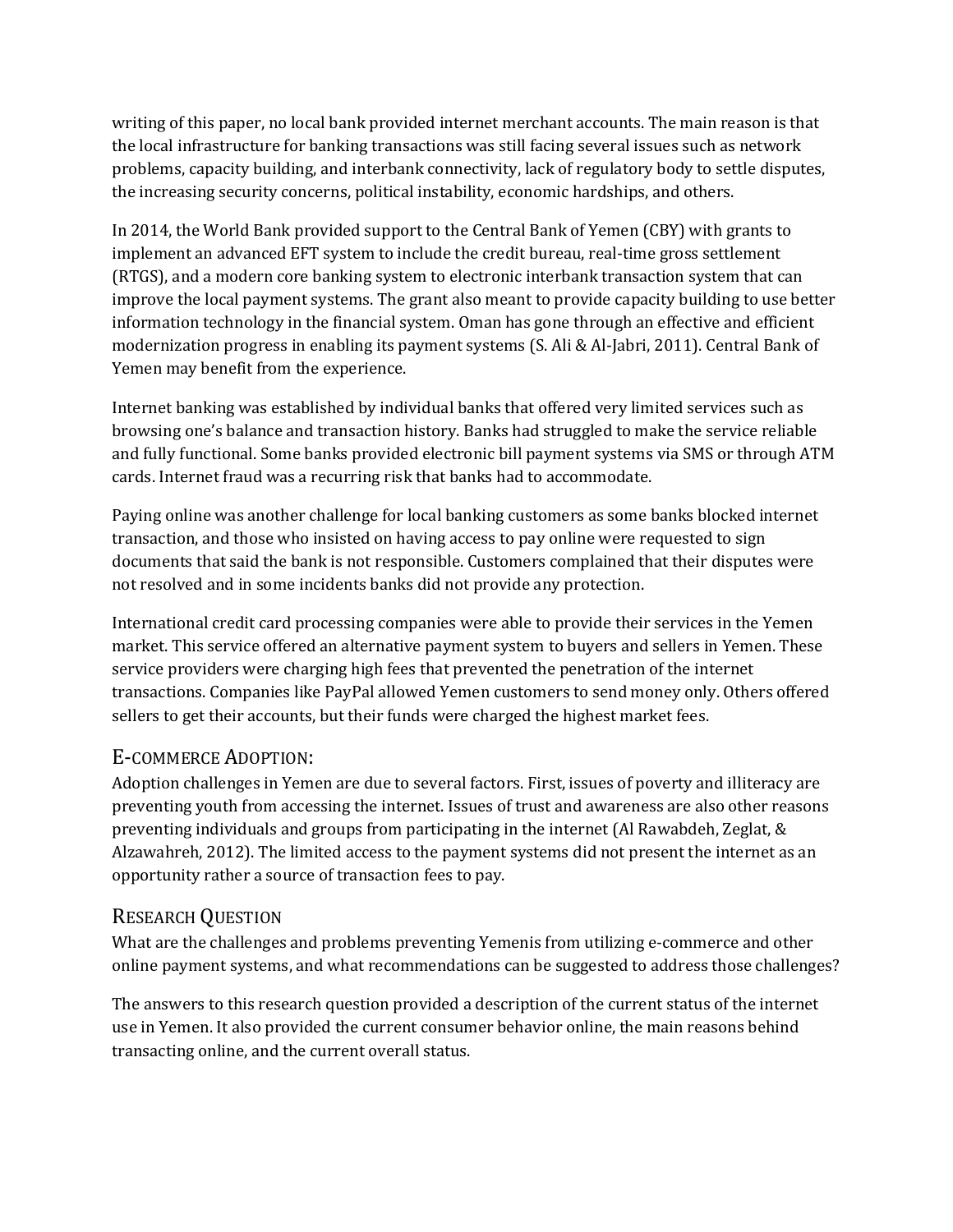writing of this paper, no local bank provided internet merchant accounts. The main reason is that the local infrastructure for banking transactions was still facing several issues such as network problems, capacity building, and interbank connectivity, lack of regulatory body to settle disputes, the increasing security concerns, political instability, economic hardships, and others.

In 2014, the World Bank provided support to the Central Bank of Yemen (CBY) with grants to implement an advanced EFT system to include the credit bureau, real-time gross settlement (RTGS), and a modern core banking system to electronic interbank transaction system that can improve the local payment systems. The grant also meant to provide capacity building to use better information technology in the financial system. Oman has gone through an effective and efficient modernization progress in enabling its payment systems (S. Ali & Al-Jabri, 2011). Central Bank of Yemen may benefit from the experience.

Internet banking was established by individual banks that offered very limited services such as browsing one's balance and transaction history. Banks had struggled to make the service reliable and fully functional. Some banks provided electronic bill payment systems via SMS or through ATM cards. Internet fraud was a recurring risk that banks had to accommodate.

Paying online was another challenge for local banking customers as some banks blocked internet transaction, and those who insisted on having access to pay online were requested to sign documents that said the bank is not responsible. Customers complained that their disputes were not resolved and in some incidents banks did not provide any protection.

International credit card processing companies were able to provide their services in the Yemen market. This service offered an alternative payment system to buyers and sellers in Yemen. These service providers were charging high fees that prevented the penetration of the internet transactions. Companies like PayPal allowed Yemen customers to send money only. Others offered sellers to get their accounts, but their funds were charged the highest market fees.

## E-commerce Adoption:

Adoption challenges in Yemen are due to several factors. First, issues of poverty and illiteracy are preventing youth from accessing the internet. Issues of trust and awareness are also other reasons preventing individuals and groups from participating in the internet (Al Rawabdeh, Zeglat, & Alzawahreh, 2012). The limited access to the payment systems did not present the internet as an opportunity rather a source of transaction fees to pay.

## Research Question

What are the challenges and problems preventing Yemenis from utilizing e-commerce and other online payment systems, and what recommendations can be suggested to address those challenges?

The answers to this research question provided a description of the current status of the internet use in Yemen. It also provided the current consumer behavior online, the main reasons behind transacting online, and the current overall status.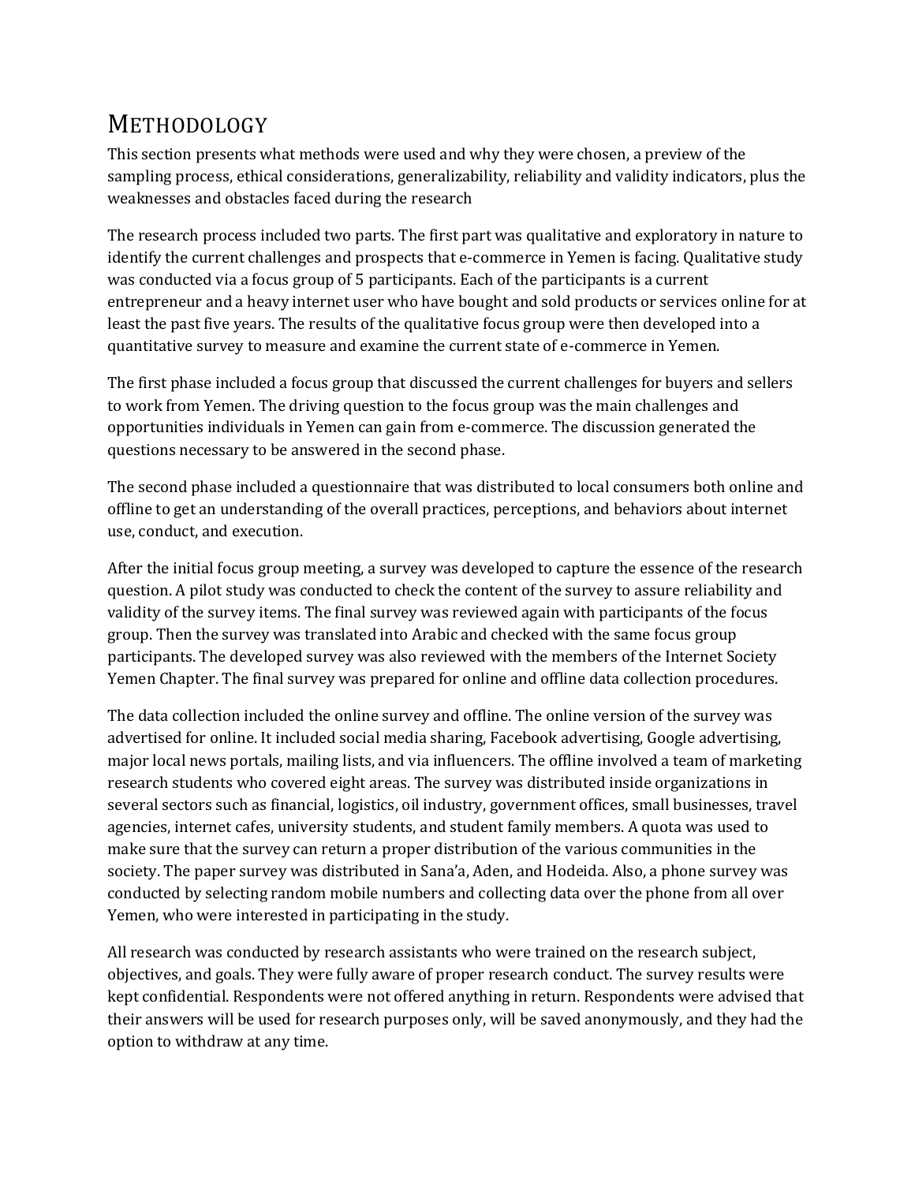# METHODOLOGY

This section presents what methods were used and why they were chosen, a preview of the sampling process, ethical considerations, generalizability, reliability and validity indicators, plus the weaknesses and obstacles faced during the research

The research process included two parts. The first part was qualitative and exploratory in nature to identify the current challenges and prospects that e-commerce in Yemen is facing. Qualitative study was conducted via a focus group of 5 participants. Each of the participants is a current entrepreneur and a heavy internet user who have bought and sold products or services online for at least the past five years. The results of the qualitative focus group were then developed into a quantitative survey to measure and examine the current state of e-commerce in Yemen.

The first phase included a focus group that discussed the current challenges for buyers and sellers to work from Yemen. The driving question to the focus group was the main challenges and opportunities individuals in Yemen can gain from e-commerce. The discussion generated the questions necessary to be answered in the second phase.

The second phase included a questionnaire that was distributed to local consumers both online and offline to get an understanding of the overall practices, perceptions, and behaviors about internet use, conduct, and execution.

After the initial focus group meeting, a survey was developed to capture the essence of the research question. A pilot study was conducted to check the content of the survey to assure reliability and validity of the survey items. The final survey was reviewed again with participants of the focus group. Then the survey was translated into Arabic and checked with the same focus group participants. The developed survey was also reviewed with the members of the Internet Society Yemen Chapter. The final survey was prepared for online and offline data collection procedures.

The data collection included the online survey and offline. The online version of the survey was advertised for online. It included social media sharing, Facebook advertising, Google advertising, major local news portals, mailing lists, and via influencers. The offline involved a team of marketing research students who covered eight areas. The survey was distributed inside organizations in several sectors such as financial, logistics, oil industry, government offices, small businesses, travel agencies, internet cafes, university students, and student family members. A quota was used to make sure that the survey can return a proper distribution of the various communities in the society. The paper survey was distributed in Sana'a, Aden, and Hodeida. Also, a phone survey was conducted by selecting random mobile numbers and collecting data over the phone from all over Yemen, who were interested in participating in the study.

All research was conducted by research assistants who were trained on the research subject, objectives, and goals. They were fully aware of proper research conduct. The survey results were kept confidential. Respondents were not offered anything in return. Respondents were advised that their answers will be used for research purposes only, will be saved anonymously, and they had the option to withdraw at any time.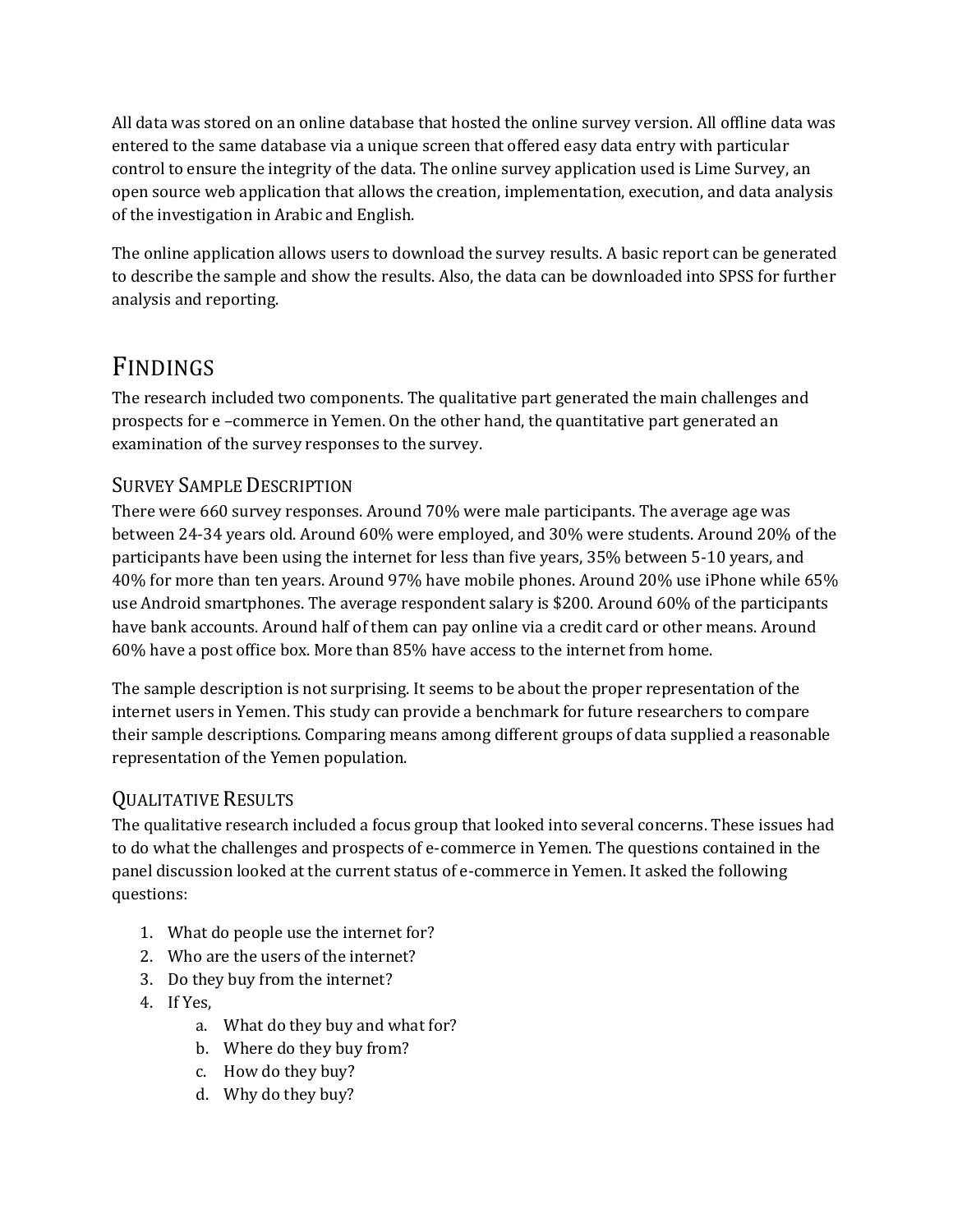All data was stored on an online database that hosted the online survey version. All offline data was entered to the same database via a unique screen that offered easy data entry with particular control to ensure the integrity of the data. The online survey application used is Lime Survey, an open source web application that allows the creation, implementation, execution, and data analysis of the investigation in Arabic and English.

The online application allows users to download the survey results. A basic report can be generated to describe the sample and show the results. Also, the data can be downloaded into SPSS for further analysis and reporting.

# FINDINGS

The research included two components. The qualitative part generated the main challenges and prospects for e –commerce in Yemen. On the other hand, the quantitative part generated an examination of the survey responses to the survey.

## SURVEY SAMPLE DESCRIPTION

There were 660 survey responses. Around 70% were male participants. The average age was between 24-34 years old. Around 60% were employed, and 30% were students. Around 20% of the participants have been using the internet for less than five years, 35% between 5-10 years, and 40% for more than ten years. Around 97% have mobile phones. Around 20% use iPhone while 65% use Android smartphones. The average respondent salary is $200. Around 60% of the participants have bank accounts. Around half of them can pay online via a credit card or other means. Around 60% have a post office box. More than 85% have access to the internet from home.

The sample description is not surprising. It seems to be about the proper representation of the internet users in Yemen. This study can provide a benchmark for future researchers to compare their sample descriptions. Comparing means among different groups of data supplied a reasonable representation of the Yemen population.

## QUALITATIVE RESULTS

The qualitative research included a focus group that looked into several concerns. These issues had to do what the challenges and prospects of e-commerce in Yemen. The questions contained in the panel discussion looked at the current status of e-commerce in Yemen. It asked the following questions:

1. What do people use the internet for?
2. Who are the users of the internet?
3. Do they buy from the internet?
4. If Yes,
    a. What do they buy and what for?
    b. Where do they buy from?
    c. How do they buy?
    d. Why do they buy?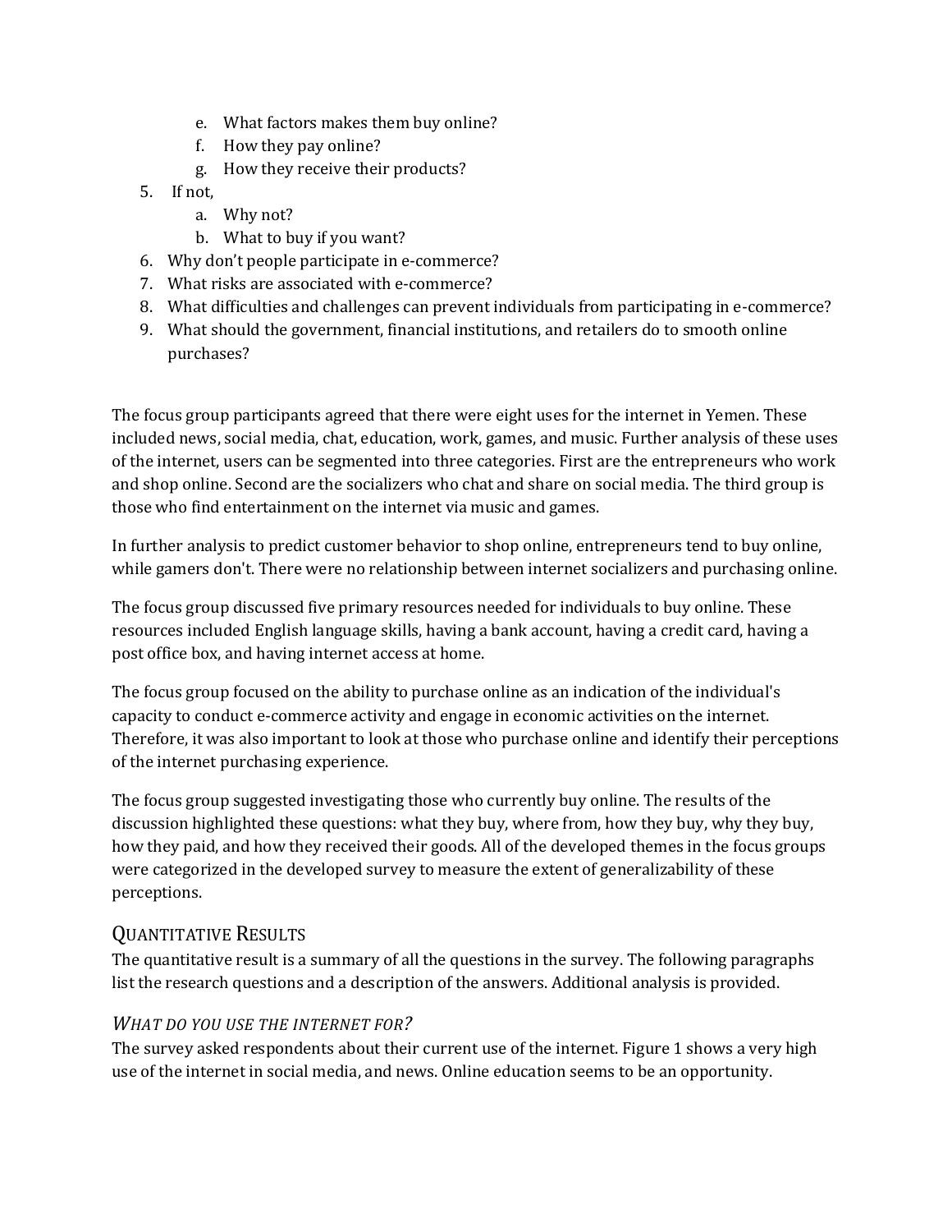e. What factors makes them buy online?
   f. How they pay online?
   g. How they receive their products?
5. If not,
   a. Why not?
   b. What to buy if you want?
6. Why don't people participate in e-commerce?
7. What risks are associated with e-commerce?
8. What difficulties and challenges can prevent individuals from participating in e-commerce?
9. What should the government, financial institutions, and retailers do to smooth online purchases?

The focus group participants agreed that there were eight uses for the internet in Yemen. These included news, social media, chat, education, work, games, and music. Further analysis of these uses of the internet, users can be segmented into three categories. First are the entrepreneurs who work and shop online. Second are the socializers who chat and share on social media. The third group is those who find entertainment on the internet via music and games.

In further analysis to predict customer behavior to shop online, entrepreneurs tend to buy online, while gamers don't. There were no relationship between internet socializers and purchasing online.

The focus group discussed five primary resources needed for individuals to buy online. These resources included English language skills, having a bank account, having a credit card, having a post office box, and having internet access at home.

The focus group focused on the ability to purchase online as an indication of the individual's capacity to conduct e-commerce activity and engage in economic activities on the internet. Therefore, it was also important to look at those who purchase online and identify their perceptions of the internet purchasing experience.

The focus group suggested investigating those who currently buy online. The results of the discussion highlighted these questions: what they buy, where from, how they buy, why they buy, how they paid, and how they received their goods. All of the developed themes in the focus groups were categorized in the developed survey to measure the extent of generalizability of these perceptions.

## Quantitative Results

The quantitative result is a summary of all the questions in the survey. The following paragraphs list the research questions and a description of the answers. Additional analysis is provided.

### *What do you use the internet for?*

The survey asked respondents about their current use of the internet. Figure 1 shows a very high use of the internet in social media, and news. Online education seems to be an opportunity.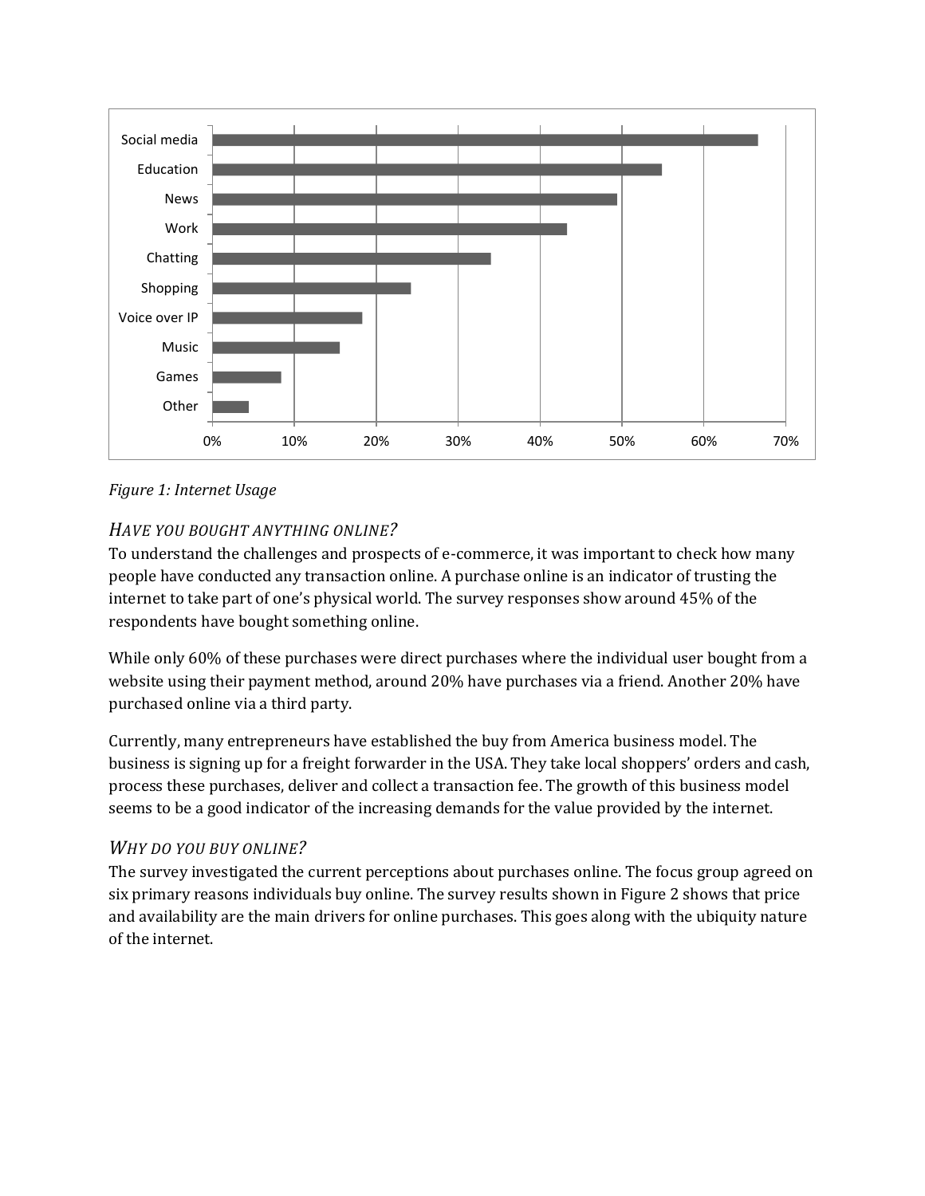Figure 1: Internet Usage

### *Have you bought anything online?*

To understand the challenges and prospects of e-commerce, it was important to check how many people have conducted any transaction online. A purchase online is an indicator of trusting the internet to take part of one's physical world. The survey responses show around 45% of the respondents have bought something online.

While only 60% of these purchases were direct purchases where the individual user bought from a website using their payment method, around 20% have purchases via a friend. Another 20% have purchased online via a third party.

Currently, many entrepreneurs have established the buy from America business model. The business is signing up for a freight forwarder in the USA. They take local shoppers' orders and cash, process these purchases, deliver and collect a transaction fee. The growth of this business model seems to be a good indicator of the increasing demands for the value provided by the internet.

### *Why do you buy online?*

The survey investigated the current perceptions about purchases online. The focus group agreed on six primary reasons individuals buy online. The survey results shown in Figure 2 shows that price and availability are the main drivers for online purchases. This goes along with the ubiquity nature of the internet.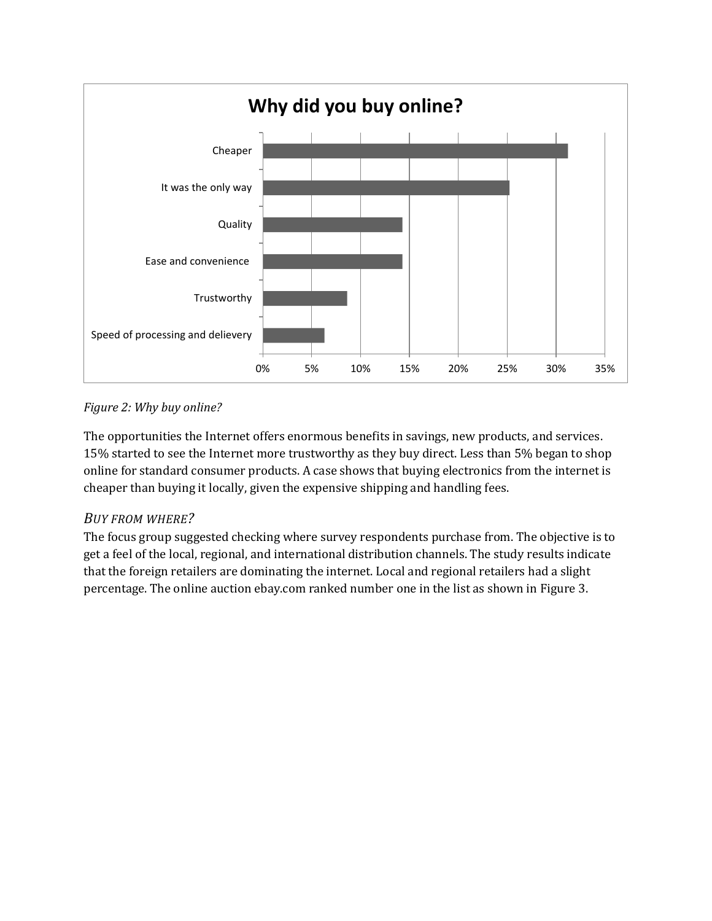Figure 2: Why buy online?

*Figure 2: Why buy online?*

The opportunities the Internet offers enormous benefits in savings, new products, and services. 15% started to see the Internet more trustworthy as they buy direct. Less than 5% began to shop online for standard consumer products. A case shows that buying electronics from the internet is cheaper than buying it locally, given the expensive shipping and handling fees.

### *BUY FROM WHERE?*

The focus group suggested checking where survey respondents purchase from. The objective is to get a feel of the local, regional, and international distribution channels. The study results indicate that the foreign retailers are dominating the internet. Local and regional retailers had a slight percentage. The online auction ebay.com ranked number one in the list as shown in Figure 3.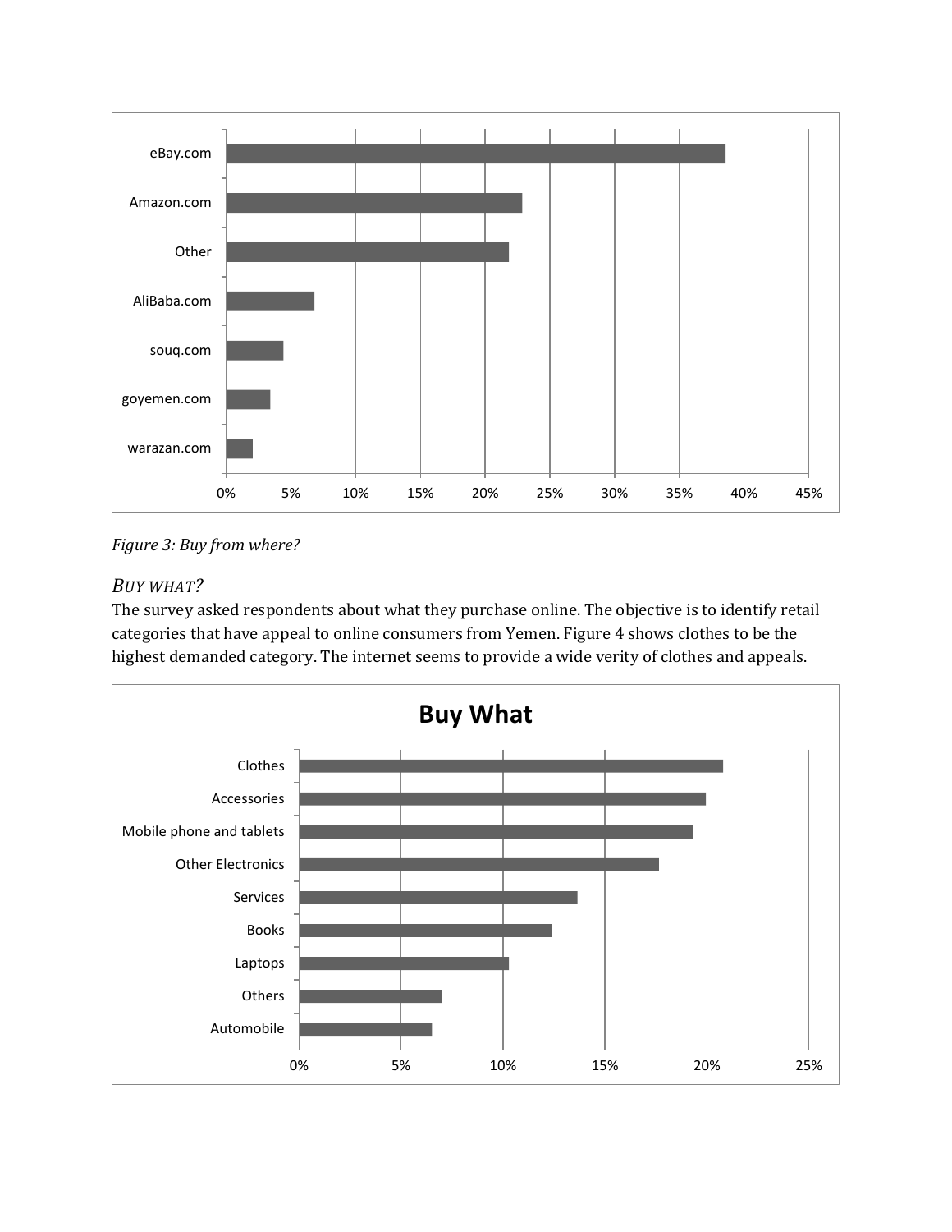Figure 3: Buy from where?

## *BUY WHAT?*

The survey asked respondents about what they purchase online. The objective is to identify retail categories that have appeal to online consumers from Yemen. Figure 4 shows clothes to be the highest demanded category. The internet seems to provide a wide verity of clothes and appeals.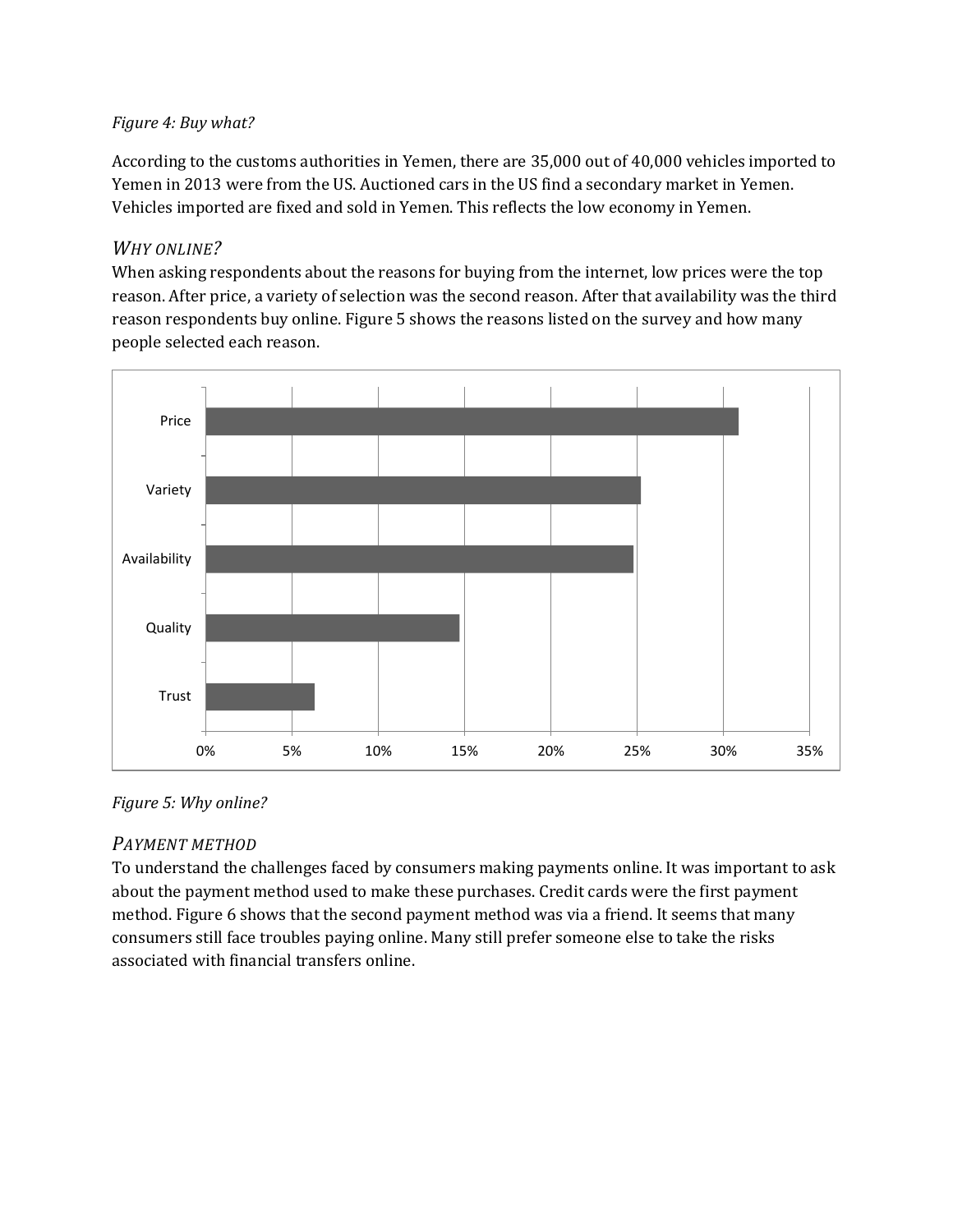*Figure 4: Buy what?*

According to the customs authorities in Yemen, there are 35,000 out of 40,000 vehicles imported to Yemen in 2013 were from the US. Auctioned cars in the US find a secondary market in Yemen. Vehicles imported are fixed and sold in Yemen. This reflects the low economy in Yemen.

## *WHY ONLINE?*

When asking respondents about the reasons for buying from the internet, low prices were the top reason. After price, a variety of selection was the second reason. After that availability was the third reason respondents buy online. Figure 5 shows the reasons listed on the survey and how many people selected each reason.

*Figure 5: Why online?*

## *PAYMENT METHOD*

To understand the challenges faced by consumers making payments online. It was important to ask about the payment method used to make these purchases. Credit cards were the first payment method. Figure 6 shows that the second payment method was via a friend. It seems that many consumers still face troubles paying online. Many still prefer someone else to take the risks associated with financial transfers online.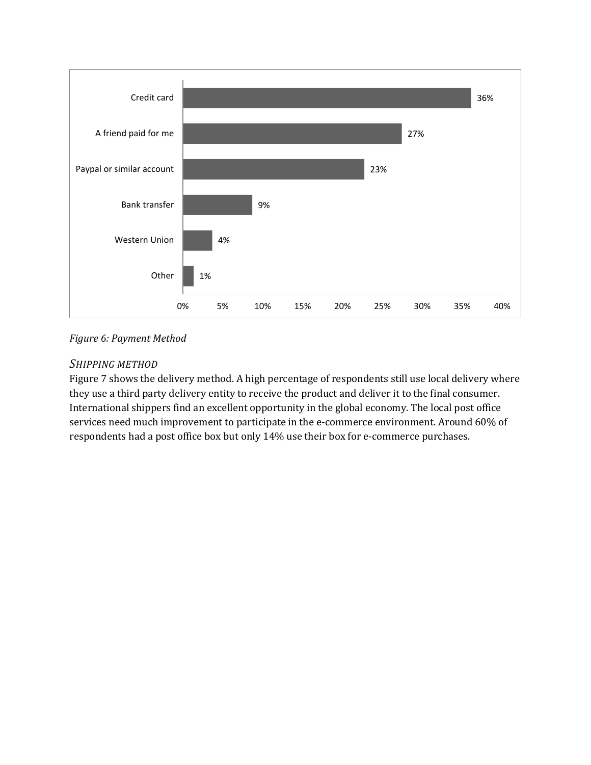| Payment Method | Percentage |
| --- | --- |
| Credit card | 36% |
| A friend paid for me | 27% |
| Paypal or similar account | 23% |
| Bank transfer | 9% |
| Western Union | 4% |
| Other | 1% |

*Figure 6: Payment Method*

### *SHIPPING METHOD*

Figure 7 shows the delivery method. A high percentage of respondents still use local delivery where they use a third party delivery entity to receive the product and deliver it to the final consumer. International shippers find an excellent opportunity in the global economy. The local post office services need much improvement to participate in the e-commerce environment. Around 60% of respondents had a post office box but only 14% use their box for e-commerce purchases.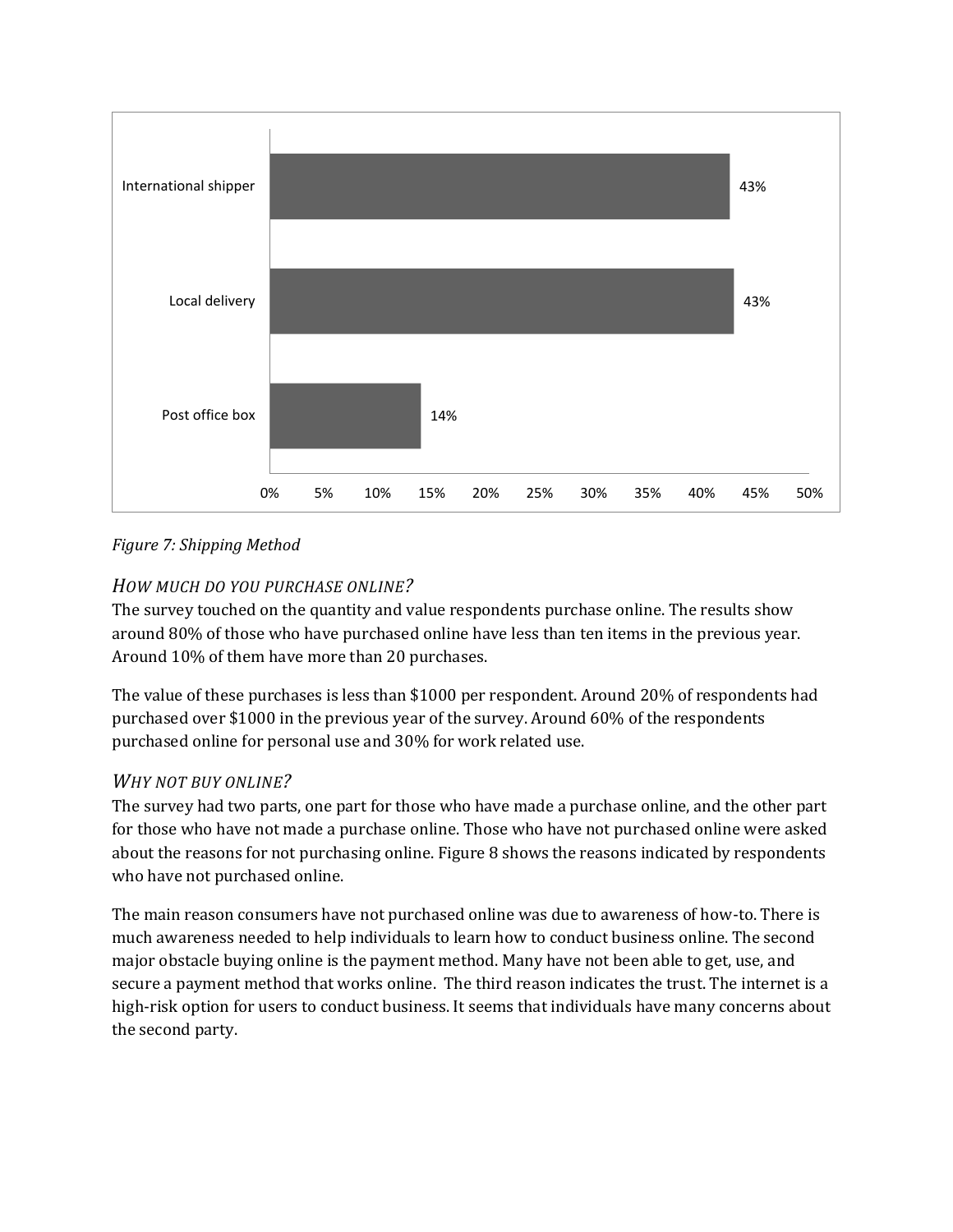*Figure 7: Shipping Method*

### *How much do you purchase online?*

The survey touched on the quantity and value respondents purchase online. The results show around 80% of those who have purchased online have less than ten items in the previous year. Around 10% of them have more than 20 purchases.

The value of these purchases is less than $1000 per respondent. Around 20% of respondents had purchased over $1000 in the previous year of the survey. Around 60% of the respondents purchased online for personal use and 30% for work related use.

### *Why not buy online?*

The survey had two parts, one part for those who have made a purchase online, and the other part for those who have not made a purchase online. Those who have not purchased online were asked about the reasons for not purchasing online. Figure 8 shows the reasons indicated by respondents who have not purchased online.

The main reason consumers have not purchased online was due to awareness of how-to. There is much awareness needed to help individuals to learn how to conduct business online. The second major obstacle buying online is the payment method. Many have not been able to get, use, and secure a payment method that works online. The third reason indicates the trust. The internet is a high-risk option for users to conduct business. It seems that individuals have many concerns about the second party.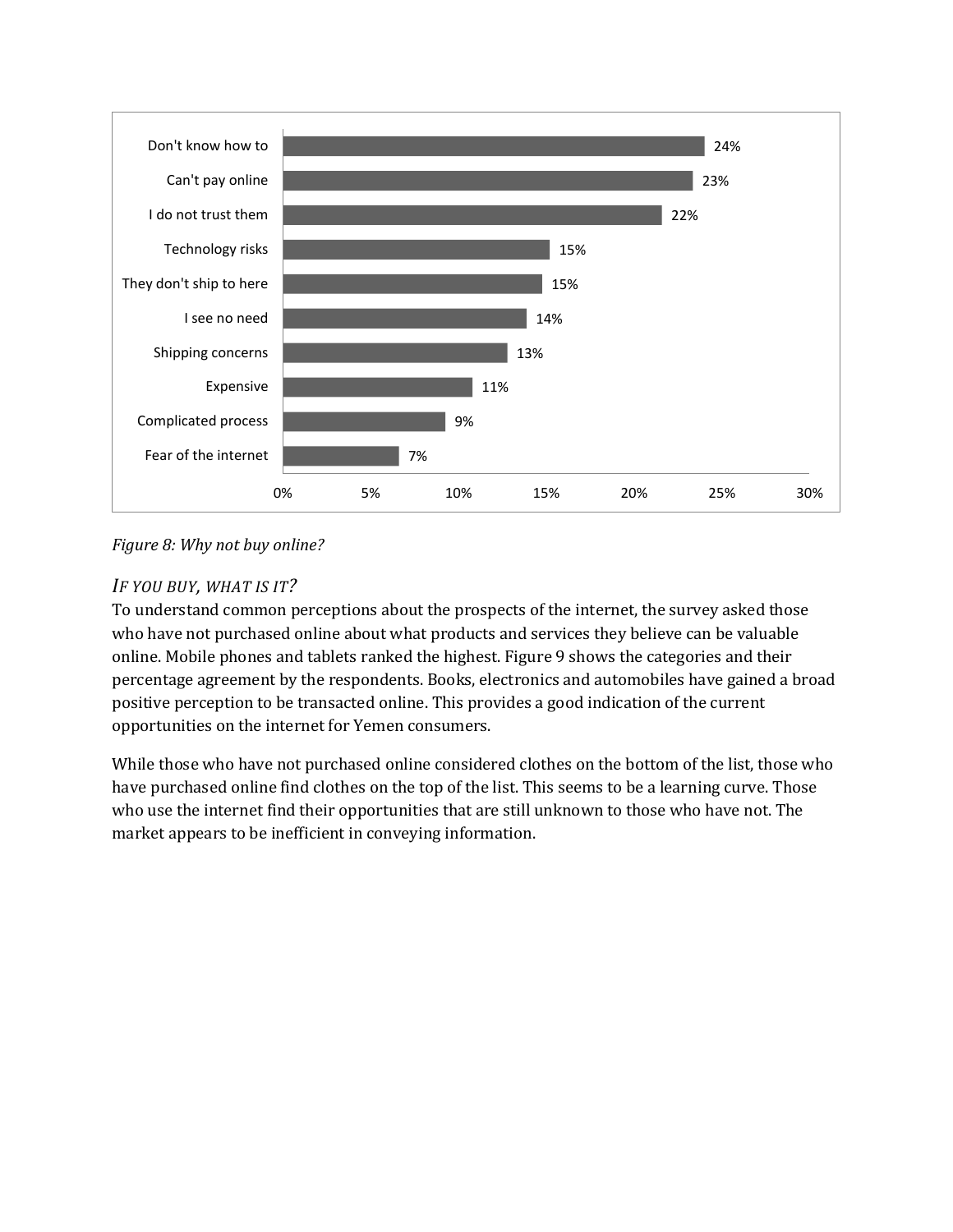| Reason | Percentage |
| --- | --- |
| Don't know how to | 24% |
| Can't pay online | 23% |
| I do not trust them | 22% |
| Technology risks | 15% |
| They don't ship to here | 15% |
| I see no need | 14% |
| Shipping concerns | 13% |
| Expensive | 11% |
| Complicated process | 9% |
| Fear of the internet | 7% |

*Figure 8: Why not buy online?*

### *If you buy, what is it?*

To understand common perceptions about the prospects of the internet, the survey asked those who have not purchased online about what products and services they believe can be valuable online. Mobile phones and tablets ranked the highest. Figure 9 shows the categories and their percentage agreement by the respondents. Books, electronics and automobiles have gained a broad positive perception to be transacted online. This provides a good indication of the current opportunities on the internet for Yemen consumers.

While those who have not purchased online considered clothes on the bottom of the list, those who have purchased online find clothes on the top of the list. This seems to be a learning curve. Those who use the internet find their opportunities that are still unknown to those who have not. The market appears to be inefficient in conveying information.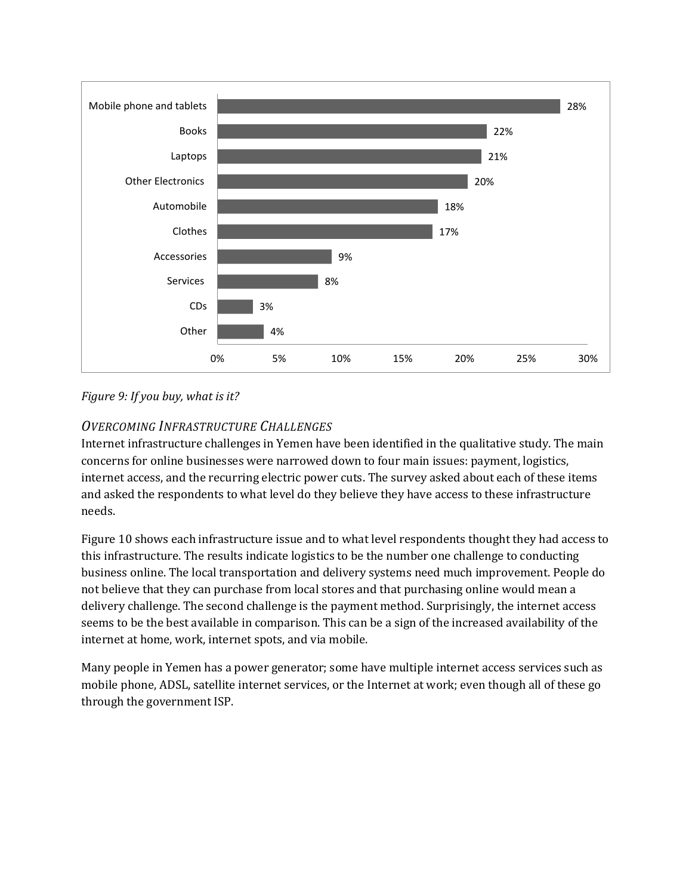| Item | Percentage |
|---|---|
| Mobile phone and tablets | 28% |
| Books | 22% |
| Laptops | 21% |
| Other Electronics | 20% |
| Automobile | 18% |
| Clothes | 17% |
| Accessories | 9% |
| Services | 8% |
| CDs | 3% |
| Other | 4% |

*Figure 9: If you buy, what is it?*

### *Overcoming Infrastructure Challenges*

Internet infrastructure challenges in Yemen have been identified in the qualitative study. The main concerns for online businesses were narrowed down to four main issues: payment, logistics, internet access, and the recurring electric power cuts. The survey asked about each of these items and asked the respondents to what level do they believe they have access to these infrastructure needs.

Figure 10 shows each infrastructure issue and to what level respondents thought they had access to this infrastructure. The results indicate logistics to be the number one challenge to conducting business online. The local transportation and delivery systems need much improvement. People do not believe that they can purchase from local stores and that purchasing online would mean a delivery challenge. The second challenge is the payment method. Surprisingly, the internet access seems to be the best available in comparison. This can be a sign of the increased availability of the internet at home, work, internet spots, and via mobile.

Many people in Yemen has a power generator; some have multiple internet access services such as mobile phone, ADSL, satellite internet services, or the Internet at work; even though all of these go through the government ISP.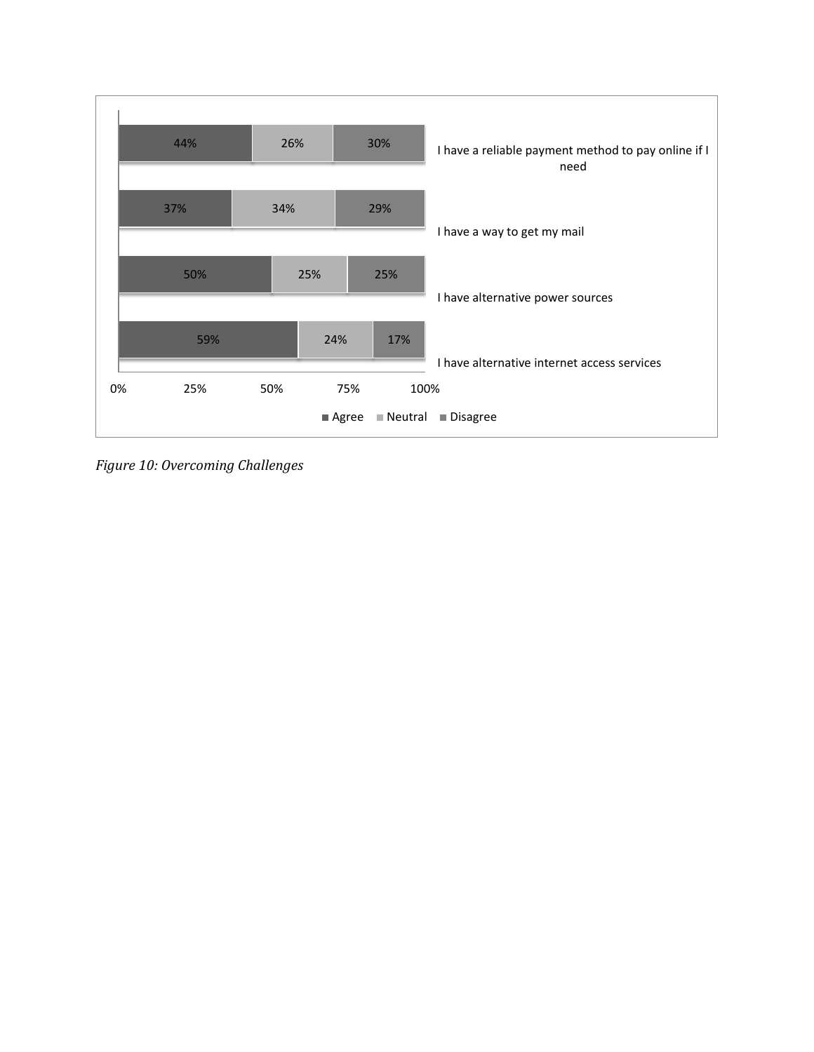| | Agree | Neutral | Disagree |
| --- | --- | --- | --- |
| I have a reliable payment method to pay online if I need | 44% | 26% | 30% |
| I have a way to get my mail | 37% | 34% | 29% |
| I have alternative power sources | 50% | 25% | 25% |
| I have alternative internet access services | 59% | 24% | 17% |

*Figure 10: Overcoming Challenges*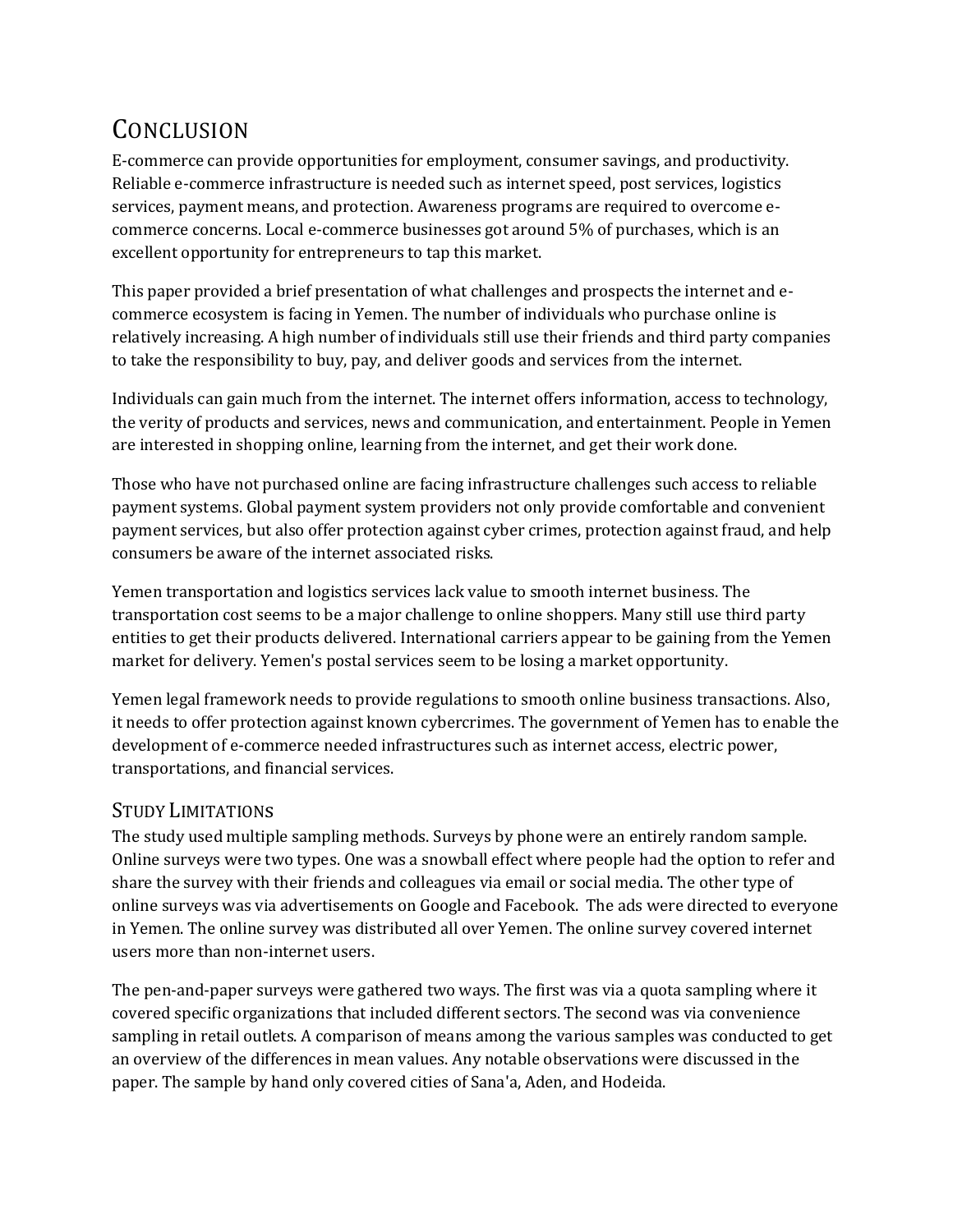# Conclusion

E-commerce can provide opportunities for employment, consumer savings, and productivity. Reliable e-commerce infrastructure is needed such as internet speed, post services, logistics services, payment means, and protection. Awareness programs are required to overcome e-commerce concerns. Local e-commerce businesses got around 5% of purchases, which is an excellent opportunity for entrepreneurs to tap this market.

This paper provided a brief presentation of what challenges and prospects the internet and e-commerce ecosystem is facing in Yemen. The number of individuals who purchase online is relatively increasing. A high number of individuals still use their friends and third party companies to take the responsibility to buy, pay, and deliver goods and services from the internet.

Individuals can gain much from the internet. The internet offers information, access to technology, the verity of products and services, news and communication, and entertainment. People in Yemen are interested in shopping online, learning from the internet, and get their work done.

Those who have not purchased online are facing infrastructure challenges such access to reliable payment systems. Global payment system providers not only provide comfortable and convenient payment services, but also offer protection against cyber crimes, protection against fraud, and help consumers be aware of the internet associated risks.

Yemen transportation and logistics services lack value to smooth internet business. The transportation cost seems to be a major challenge to online shoppers. Many still use third party entities to get their products delivered. International carriers appear to be gaining from the Yemen market for delivery. Yemen's postal services seem to be losing a market opportunity.

Yemen legal framework needs to provide regulations to smooth online business transactions. Also, it needs to offer protection against known cybercrimes. The government of Yemen has to enable the development of e-commerce needed infrastructures such as internet access, electric power, transportations, and financial services.

## Study Limitations

The study used multiple sampling methods. Surveys by phone were an entirely random sample. Online surveys were two types. One was a snowball effect where people had the option to refer and share the survey with their friends and colleagues via email or social media. The other type of online surveys was via advertisements on Google and Facebook. The ads were directed to everyone in Yemen. The online survey was distributed all over Yemen. The online survey covered internet users more than non-internet users.

The pen-and-paper surveys were gathered two ways. The first was via a quota sampling where it covered specific organizations that included different sectors. The second was via convenience sampling in retail outlets. A comparison of means among the various samples was conducted to get an overview of the differences in mean values. Any notable observations were discussed in the paper. The sample by hand only covered cities of Sana'a, Aden, and Hodeida.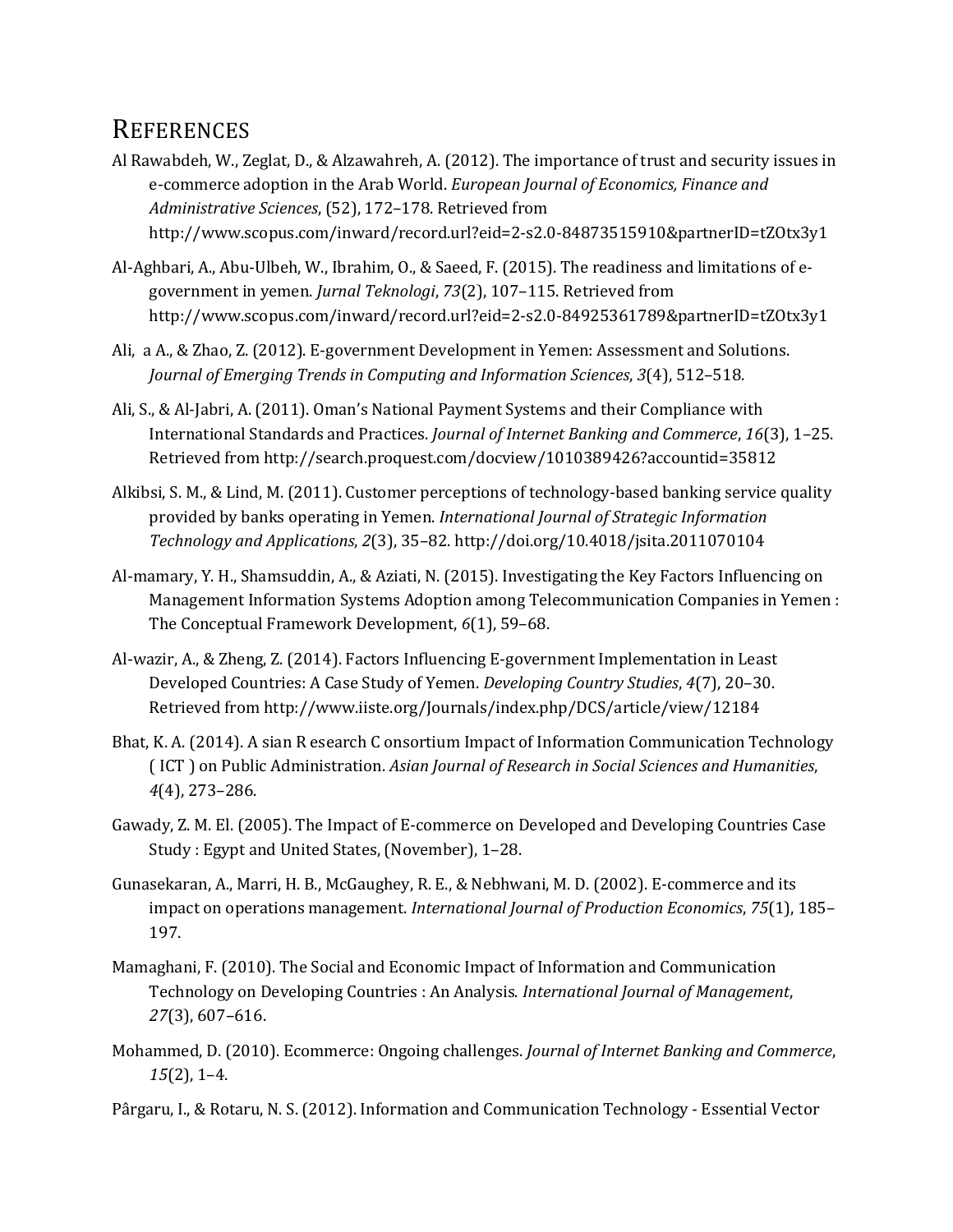# References

Al Rawabdeh, W., Zeglat, D., & Alzawahreh, A. (2012). The importance of trust and security issues in e-commerce adoption in the Arab World. *European Journal of Economics, Finance and Administrative Sciences*, (52), 172–178. Retrieved from http://www.scopus.com/inward/record.url?eid=2-s2.0-84873515910&partnerID=tZOtx3y1

Al-Aghbari, A., Abu-Ulbeh, W., Ibrahim, O., & Saeed, F. (2015). The readiness and limitations of e-government in yemen. *Jurnal Teknologi*, *73*(2), 107–115. Retrieved from http://www.scopus.com/inward/record.url?eid=2-s2.0-84925361789&partnerID=tZOtx3y1

Ali, a A., & Zhao, Z. (2012). E-government Development in Yemen: Assessment and Solutions. *Journal of Emerging Trends in Computing and Information Sciences*, *3*(4), 512–518.

Ali, S., & Al-Jabri, A. (2011). Oman's National Payment Systems and their Compliance with International Standards and Practices. *Journal of Internet Banking and Commerce*, *16*(3), 1–25. Retrieved from http://search.proquest.com/docview/1010389426?accountid=35812

Alkibsi, S. M., & Lind, M. (2011). Customer perceptions of technology-based banking service quality provided by banks operating in Yemen. *International Journal of Strategic Information Technology and Applications*, *2*(3), 35–82. http://doi.org/10.4018/jsita.2011070104

Al-mamary, Y. H., Shamsuddin, A., & Aziati, N. (2015). Investigating the Key Factors Influencing on Management Information Systems Adoption among Telecommunication Companies in Yemen : The Conceptual Framework Development, *6*(1), 59–68.

Al-wazir, A., & Zheng, Z. (2014). Factors Influencing E-government Implementation in Least Developed Countries: A Case Study of Yemen. *Developing Country Studies*, *4*(7), 20–30. Retrieved from http://www.iiste.org/Journals/index.php/DCS/article/view/12184

Bhat, K. A. (2014). A sian R esearch C onsortium Impact of Information Communication Technology ( ICT ) on Public Administration. *Asian Journal of Research in Social Sciences and Humanities*, *4*(4), 273–286.

Gawady, Z. M. El. (2005). The Impact of E-commerce on Developed and Developing Countries Case Study : Egypt and United States, (November), 1–28.

Gunasekaran, A., Marri, H. B., McGaughey, R. E., & Nebhwani, M. D. (2002). E-commerce and its impact on operations management. *International Journal of Production Economics*, *75*(1), 185–197.

Mamaghani, F. (2010). The Social and Economic Impact of Information and Communication Technology on Developing Countries : An Analysis. *International Journal of Management*, *27*(3), 607–616.

Mohammed, D. (2010). Ecommerce: Ongoing challenges. *Journal of Internet Banking and Commerce*, *15*(2), 1–4.

Pârgaru, I., & Rotaru, N. S. (2012). Information and Communication Technology - Essential Vector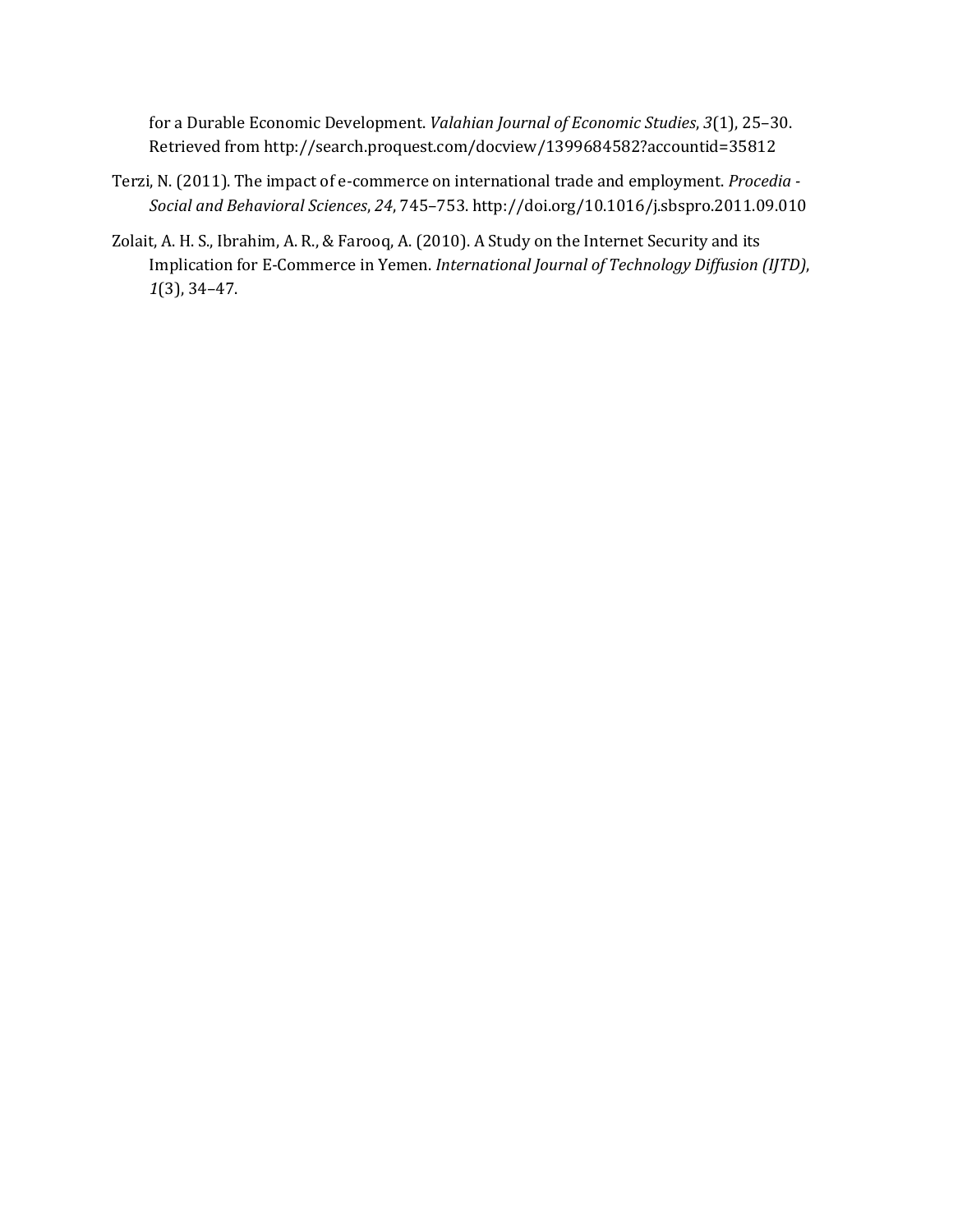for a Durable Economic Development. *Valahian Journal of Economic Studies*, *3*(1), 25–30. Retrieved from http://search.proquest.com/docview/1399684582?accountid=35812

Terzi, N. (2011). The impact of e-commerce on international trade and employment. *Procedia - Social and Behavioral Sciences*, *24*, 745–753. http://doi.org/10.1016/j.sbspro.2011.09.010

Zolait, A. H. S., Ibrahim, A. R., & Farooq, A. (2010). A Study on the Internet Security and its Implication for E-Commerce in Yemen. *International Journal of Technology Diffusion (IJTD)*, *1*(3), 34–47.